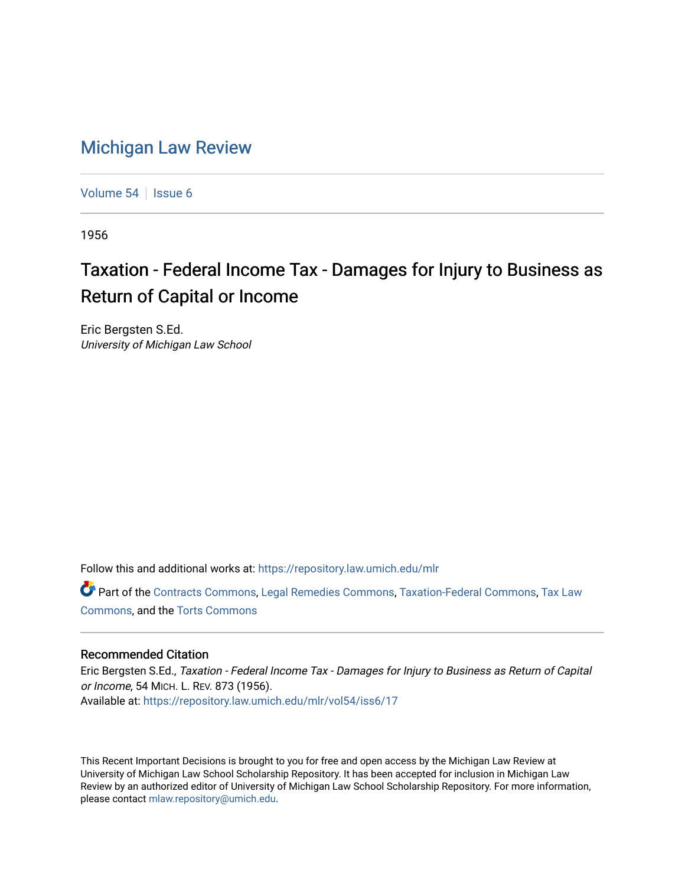# Michigan Law Review

Volume 54 | Issue 6

1956

## Taxation - Federal Income Tax - Damages for Injury to Business as Return of Capital or Income

Eric Bergsten S.Ed.
*University of Michigan Law School*

Follow this and additional works at: https://repository.law.umich.edu/mlr

Part of the Contracts Commons, Legal Remedies Commons, Taxation-Federal Commons, Tax Law Commons, and the Torts Commons

### Recommended Citation

Eric Bergsten S.Ed., *Taxation - Federal Income Tax - Damages for Injury to Business as Return of Capital or Income*, 54 MICH. L. REV. 873 (1956).
Available at: https://repository.law.umich.edu/mlr/vol54/iss6/17

This Recent Important Decisions is brought to you for free and open access by the Michigan Law Review at University of Michigan Law School Scholarship Repository. It has been accepted for inclusion in Michigan Law Review by an authorized editor of University of Michigan Law School Scholarship Repository. For more information, please contact mlaw.repository@umich.edu.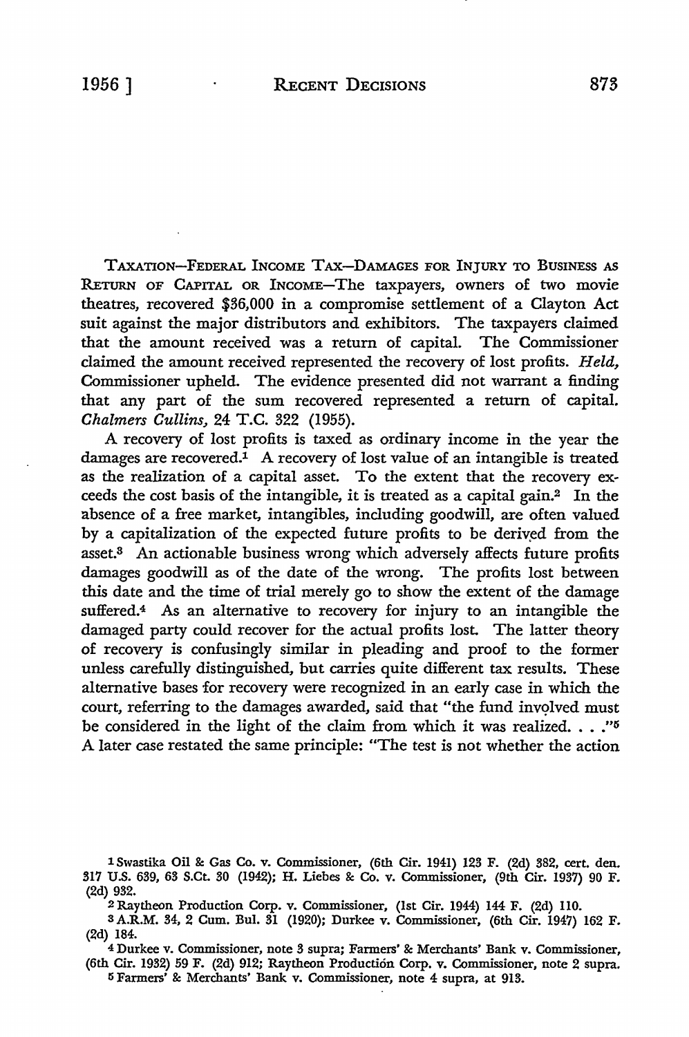TAXATION—FEDERAL INCOME TAX—DAMAGES FOR INJURY TO BUSINESS AS RETURN OF CAPITAL OR INCOME—The taxpayers, owners of two movie theatres, recovered $36,000 in a compromise settlement of a Clayton Act suit against the major distributors and exhibitors. The taxpayers claimed that the amount received was a return of capital. The Commissioner claimed the amount received represented the recovery of lost profits. *Held,* Commissioner upheld. The evidence presented did not warrant a finding that any part of the sum recovered represented a return of capital. *Chalmers Cullins,* 24 T.C. 322 (1955).

A recovery of lost profits is taxed as ordinary income in the year the damages are recovered.[1] A recovery of lost value of an intangible is treated as the realization of a capital asset. To the extent that the recovery exceeds the cost basis of the intangible, it is treated as a capital gain.[2] In the absence of a free market, intangibles, including goodwill, are often valued by a capitalization of the expected future profits to be derived from the asset.[3] An actionable business wrong which adversely affects future profits damages goodwill as of the date of the wrong. The profits lost between this date and the time of trial merely go to show the extent of the damage suffered.[4] As an alternative to recovery for injury to an intangible the damaged party could recover for the actual profits lost. The latter theory of recovery is confusingly similar in pleading and proof to the former unless carefully distinguished, but carries quite different tax results. These alternative bases for recovery were recognized in an early case in which the court, referring to the damages awarded, said that "the fund involved must be considered in the light of the claim from which it was realized. . . ."[5] A later case restated the same principle: "The test is not whether the action

---

[1] Swastika Oil & Gas Co. v. Commissioner, (6th Cir. 1941) 123 F. (2d) 382, cert. den. 317 U.S. 639, 63 S.Ct. 30 (1942); H. Liebes & Co. v. Commissioner, (9th Cir. 1937) 90 F. (2d) 932.

[2] Raytheon Production Corp. v. Commissioner, (1st Cir. 1944) 144 F. (2d) 110.

[3] A.R.M. 34, 2 Cum. Bul. 31 (1920); Durkee v. Commissioner, (6th Cir. 1947) 162 F. (2d) 184.

[4] Durkee v. Commissioner, note 3 supra; Farmers' & Merchants' Bank v. Commissioner, (6th Cir. 1932) 59 F. (2d) 912; Raytheon Production Corp. v. Commissioner, note 2 supra.

[5] Farmers' & Merchants' Bank v. Commissioner, note 4 supra, at 913.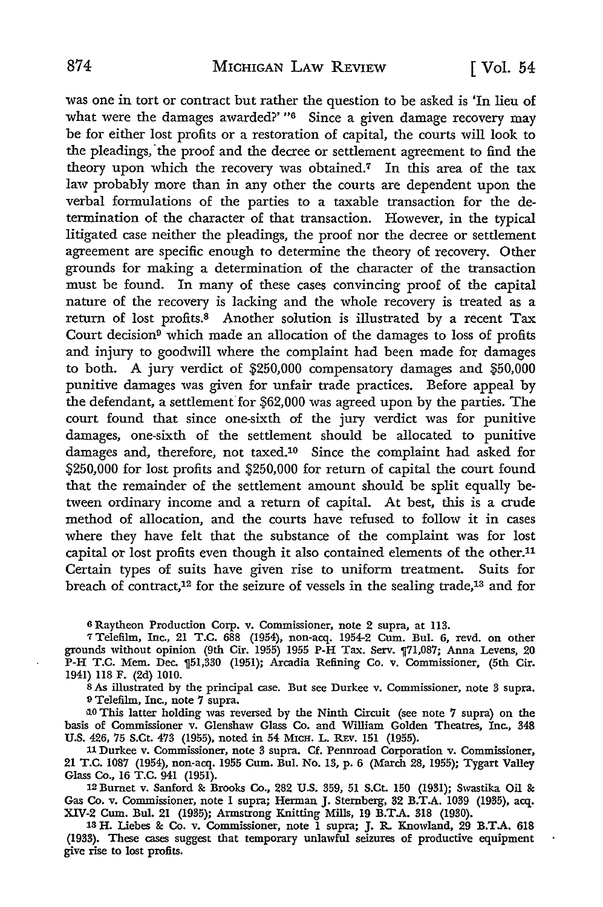was one in tort or contract but rather the question to be asked is 'In lieu of what were the damages awarded?' "[6] Since a given damage recovery may be for either lost profits or a restoration of capital, the courts will look to the pleadings, the proof and the decree or settlement agreement to find the theory upon which the recovery was obtained.[7] In this area of the tax law probably more than in any other the courts are dependent upon the verbal formulations of the parties to a taxable transaction for the determination of the character of that transaction. However, in the typical litigated case neither the pleadings, the proof nor the decree or settlement agreement are specific enough to determine the theory of recovery. Other grounds for making a determination of the character of the transaction must be found. In many of these cases convincing proof of the capital nature of the recovery is lacking and the whole recovery is treated as a return of lost profits.[8] Another solution is illustrated by a recent Tax Court decision[9] which made an allocation of the damages to loss of profits and injury to goodwill where the complaint had been made for damages to both. A jury verdict of \$250,000 compensatory damages and \$50,000 punitive damages was given for unfair trade practices. Before appeal by the defendant, a settlement for \$62,000 was agreed upon by the parties. The court found that since one-sixth of the jury verdict was for punitive damages, one-sixth of the settlement should be allocated to punitive damages and, therefore, not taxed.[10] Since the complaint had asked for \$250,000 for lost profits and \$250,000 for return of capital the court found that the remainder of the settlement amount should be split equally between ordinary income and a return of capital. At best, this is a crude method of allocation, and the courts have refused to follow it in cases where they have felt that the substance of the complaint was for lost capital or lost profits even though it also contained elements of the other.[11] Certain types of suits have given rise to uniform treatment. Suits for breach of contract,[12] for the seizure of vessels in the sealing trade,[13] and for

[6] Raytheon Production Corp. v. Commissioner, note 2 supra, at 113.

[7] Telefilm, Inc., 21 T.C. 688 (1954), non-acq. 1954-2 Cum. Bul. 6, revd. on other grounds without opinion (9th Cir. 1955) 1955 P-H Tax. Serv. ¶71,087; Anna Levens, 20 P-H T.C. Mem. Dec. ¶51,330 (1951); Arcadia Refining Co. v. Commissioner, (5th Cir. 1941) 118 F. (2d) 1010.

[8] As illustrated by the principal case. But see Durkee v. Commissioner, note 3 supra.

[9] Telefilm, Inc., note 7 supra.

[10] This latter holding was reversed by the Ninth Circuit (see note 7 supra) on the basis of Commissioner v. Glenshaw Glass Co. and William Golden Theatres, Inc., 348 U.S. 426, 75 S.Ct. 473 (1955), noted in 54 MICH. L. REV. 151 (1955).

[11] Durkee v. Commissioner, note 3 supra. Cf. Pennroad Corporation v. Commissioner, 21 T.C. 1087 (1954), non-acq. 1955 Cum. Bul. No. 13, p. 6 (March 28, 1955); Tygart Valley Glass Co., 16 T.C. 941 (1951).

[12] Burnet v. Sanford & Brooks Co., 282 U.S. 359, 51 S.Ct. 150 (1931); Swastika Oil & Gas Co. v. Commissioner, note 1 supra; Herman J. Sternberg, 32 B.T.A. 1039 (1935), acq. XIV-2 Cum. Bul. 21 (1935); Armstrong Knitting Mills, 19 B.T.A. 318 (1930).

[13] H. Liebes & Co. v. Commissioner, note 1 supra; J. R. Knowland, 29 B.T.A. 618 (1933). These cases suggest that temporary unlawful seizures of productive equipment give rise to lost profits.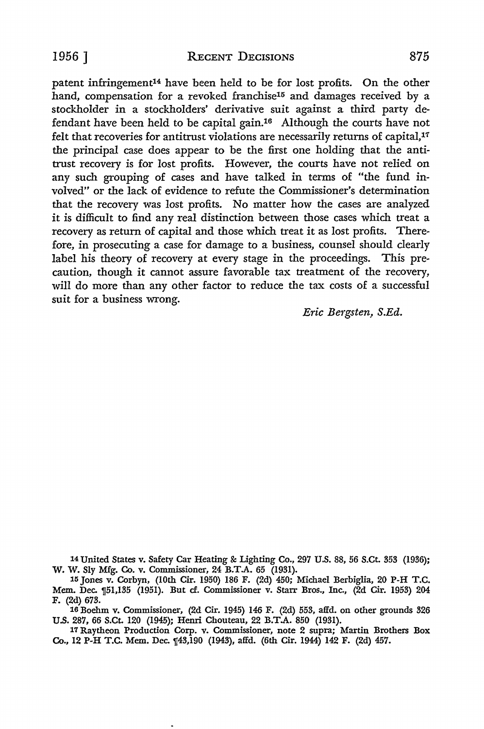patent infringement[14] have been held to be for lost profits. On the other hand, compensation for a revoked franchise[15] and damages received by a stockholder in a stockholders' derivative suit against a third party defendant have been held to be capital gain.[16] Although the courts have not felt that recoveries for antitrust violations are necessarily returns of capital,[17] the principal case does appear to be the first one holding that the antitrust recovery is for lost profits. However, the courts have not relied on any such grouping of cases and have talked in terms of "the fund involved" or the lack of evidence to refute the Commissioner's determination that the recovery was lost profits. No matter how the cases are analyzed it is difficult to find any real distinction between those cases which treat a recovery as return of capital and those which treat it as lost profits. Therefore, in prosecuting a case for damage to a business, counsel should clearly label his theory of recovery at every stage in the proceedings. This precaution, though it cannot assure favorable tax treatment of the recovery, will do more than any other factor to reduce the tax costs of a successful suit for a business wrong.

*Eric Bergsten, S.Ed.*

---

[14] United States v. Safety Car Heating & Lighting Co., 297 U.S. 88, 56 S.Ct. 353 (1936); W. W. Sly Mfg. Co. v. Commissioner, 24 B.T.A. 65 (1931).

[15] Jones v. Corbyn, (10th Cir. 1950) 186 F. (2d) 450; Michael Berbiglia, 20 P-H T.C. Mem. Dec. ¶51,135 (1951). But cf. Commissioner v. Starr Bros., Inc., (2d Cir. 1953) 204 F. (2d) 673.

[16] Boehm v. Commissioner, (2d Cir. 1945) 146 F. (2d) 553, affd. on other grounds 326 U.S. 287, 66 S.Ct. 120 (1945); Henri Chouteau, 22 B.T.A. 850 (1931).

[17] Raytheon Production Corp. v. Commissioner, note 2 supra; Martin Brothers Box Co., 12 P-H T.C. Mem. Dec. ¶43,190 (1943), affd. (6th Cir. 1944) 142 F. (2d) 457.